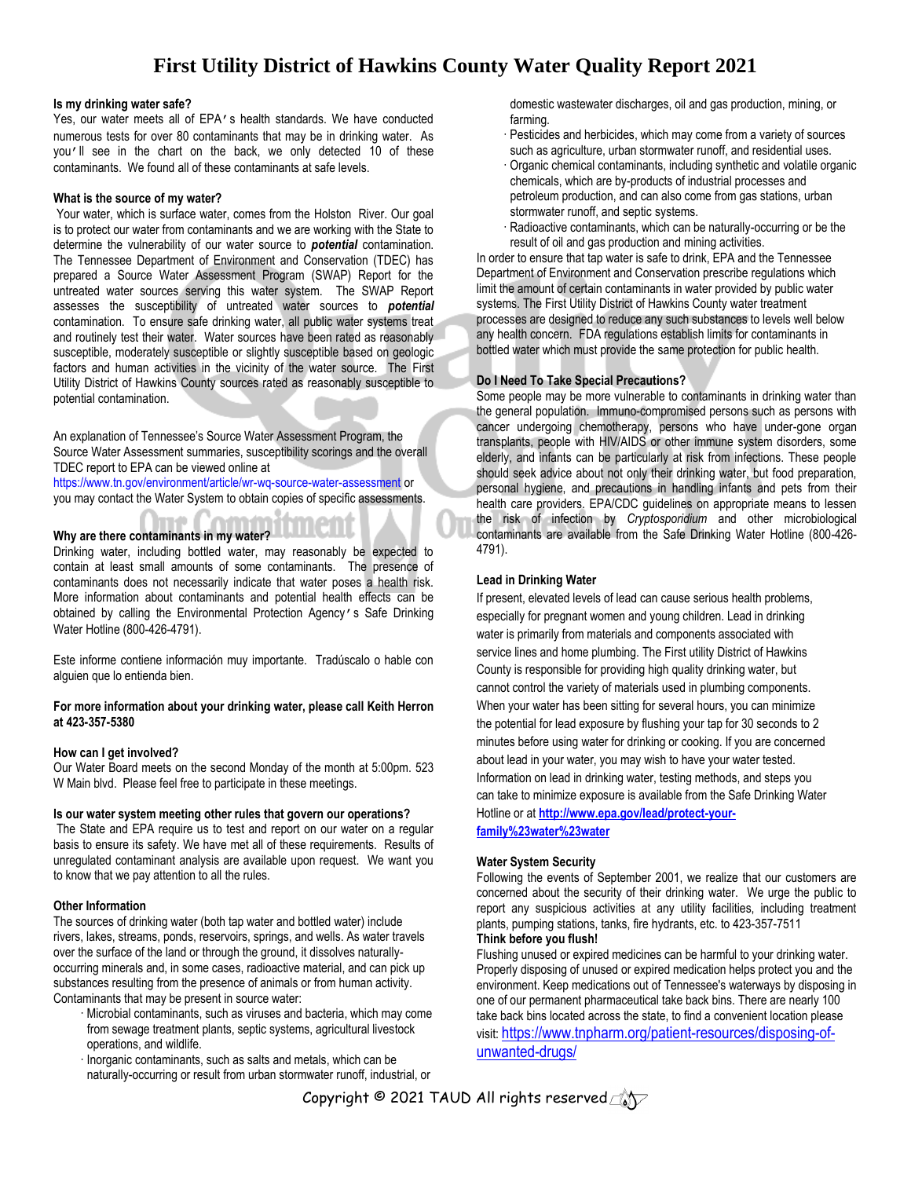# First Utility District of Hawkins County Water Quality Report 2021

**Is my drinking water safe?**

Yes, our water meets all of EPA's health standards. We have conducted numerous tests for over 80 contaminants that may be in drinking water. As you'll see in the chart on the back, we only detected 10 of these contaminants. We found all of these contaminants at safe levels.

**What is the source of my water?**

Your water, which is surface water, comes from the Holston River. Our goal is to protect our water from contaminants and we are working with the State to determine the vulnerability of our water source to ***potential*** contamination. The Tennessee Department of Environment and Conservation (TDEC) has prepared a Source Water Assessment Program (SWAP) Report for the untreated water sources serving this water system. The SWAP Report assesses the susceptibility of untreated water sources to ***potential*** contamination. To ensure safe drinking water, all public water systems treat and routinely test their water. Water sources have been rated as reasonably susceptible, moderately susceptible or slightly susceptible based on geologic factors and human activities in the vicinity of the water source. The First Utility District of Hawkins County sources rated as reasonably susceptible to potential contamination.

An explanation of Tennessee's Source Water Assessment Program, the Source Water Assessment summaries, susceptibility scorings and the overall TDEC report to EPA can be viewed online at https://www.tn.gov/environment/article/wr-wq-source-water-assessment or you may contact the Water System to obtain copies of specific assessments.

**Why are there contaminants in my water?**

Drinking water, including bottled water, may reasonably be expected to contain at least small amounts of some contaminants. The presence of contaminants does not necessarily indicate that water poses a health risk. More information about contaminants and potential health effects can be obtained by calling the Environmental Protection Agency's Safe Drinking Water Hotline (800-426-4791).

Este informe contiene información muy importante. Tradúscalo o hable con alguien que lo entienda bien.

**For more information about your drinking water, please call Keith Herron at 423-357-5380**

**How can I get involved?**

Our Water Board meets on the second Monday of the month at 5:00pm. 523 W Main blvd. Please feel free to participate in these meetings.

**Is our water system meeting other rules that govern our operations?**

The State and EPA require us to test and report on our water on a regular basis to ensure its safety. We have met all of these requirements. Results of unregulated contaminant analysis are available upon request. We want you to know that we pay attention to all the rules.

**Other Information**

The sources of drinking water (both tap water and bottled water) include rivers, lakes, streams, ponds, reservoirs, springs, and wells. As water travels over the surface of the land or through the ground, it dissolves naturally-occurring minerals and, in some cases, radioactive material, and can pick up substances resulting from the presence of animals or from human activity. Contaminants that may be present in source water:

- Microbial contaminants, such as viruses and bacteria, which may come from sewage treatment plants, septic systems, agricultural livestock operations, and wildlife.
- Inorganic contaminants, such as salts and metals, which can be naturally-occurring or result from urban stormwater runoff, industrial, or domestic wastewater discharges, oil and gas production, mining, or farming.
- Pesticides and herbicides, which may come from a variety of sources such as agriculture, urban stormwater runoff, and residential uses.
- Organic chemical contaminants, including synthetic and volatile organic chemicals, which are by-products of industrial processes and petroleum production, and can also come from gas stations, urban stormwater runoff, and septic systems.
- Radioactive contaminants, which can be naturally-occurring or be the result of oil and gas production and mining activities.

In order to ensure that tap water is safe to drink, EPA and the Tennessee Department of Environment and Conservation prescribe regulations which limit the amount of certain contaminants in water provided by public water systems. The First Utility District of Hawkins County water treatment processes are designed to reduce any such substances to levels well below any health concern. FDA regulations establish limits for contaminants in bottled water which must provide the same protection for public health.

**Do I Need To Take Special Precautions?**

Some people may be more vulnerable to contaminants in drinking water than the general population. Immuno-compromised persons such as persons with cancer undergoing chemotherapy, persons who have under-gone organ transplants, people with HIV/AIDS or other immune system disorders, some elderly, and infants can be particularly at risk from infections. These people should seek advice about not only their drinking water, but food preparation, personal hygiene, and precautions in handling infants and pets from their health care providers. EPA/CDC guidelines on appropriate means to lessen the risk of infection by *Cryptosporidium* and other microbiological contaminants are available from the Safe Drinking Water Hotline (800-426-4791).

**Lead in Drinking Water**

If present, elevated levels of lead can cause serious health problems, especially for pregnant women and young children. Lead in drinking water is primarily from materials and components associated with service lines and home plumbing. The First utility District of Hawkins County is responsible for providing high quality drinking water, but cannot control the variety of materials used in plumbing components. When your water has been sitting for several hours, you can minimize the potential for lead exposure by flushing your tap for 30 seconds to 2 minutes before using water for drinking or cooking. If you are concerned about lead in your water, you may wish to have your water tested. Information on lead in drinking water, testing methods, and steps you can take to minimize exposure is available from the Safe Drinking Water Hotline or at **http://www.epa.gov/lead/protect-your-family%23water%23water**

**Water System Security**

Following the events of September 2001, we realize that our customers are concerned about the security of their drinking water. We urge the public to report any suspicious activities at any utility facilities, including treatment plants, pumping stations, tanks, fire hydrants, etc. to 423-357-7511

**Think before you flush!**

Flushing unused or expired medicines can be harmful to your drinking water. Properly disposing of unused or expired medication helps protect you and the environment. Keep medications out of Tennessee's waterways by disposing in one of our permanent pharmaceutical take back bins. There are nearly 100 take back bins located across the state, to find a convenient location please visit: https://www.tnpharm.org/patient-resources/disposing-of-unwanted-drugs/

Copyright © 2021 TAUD All rights reserved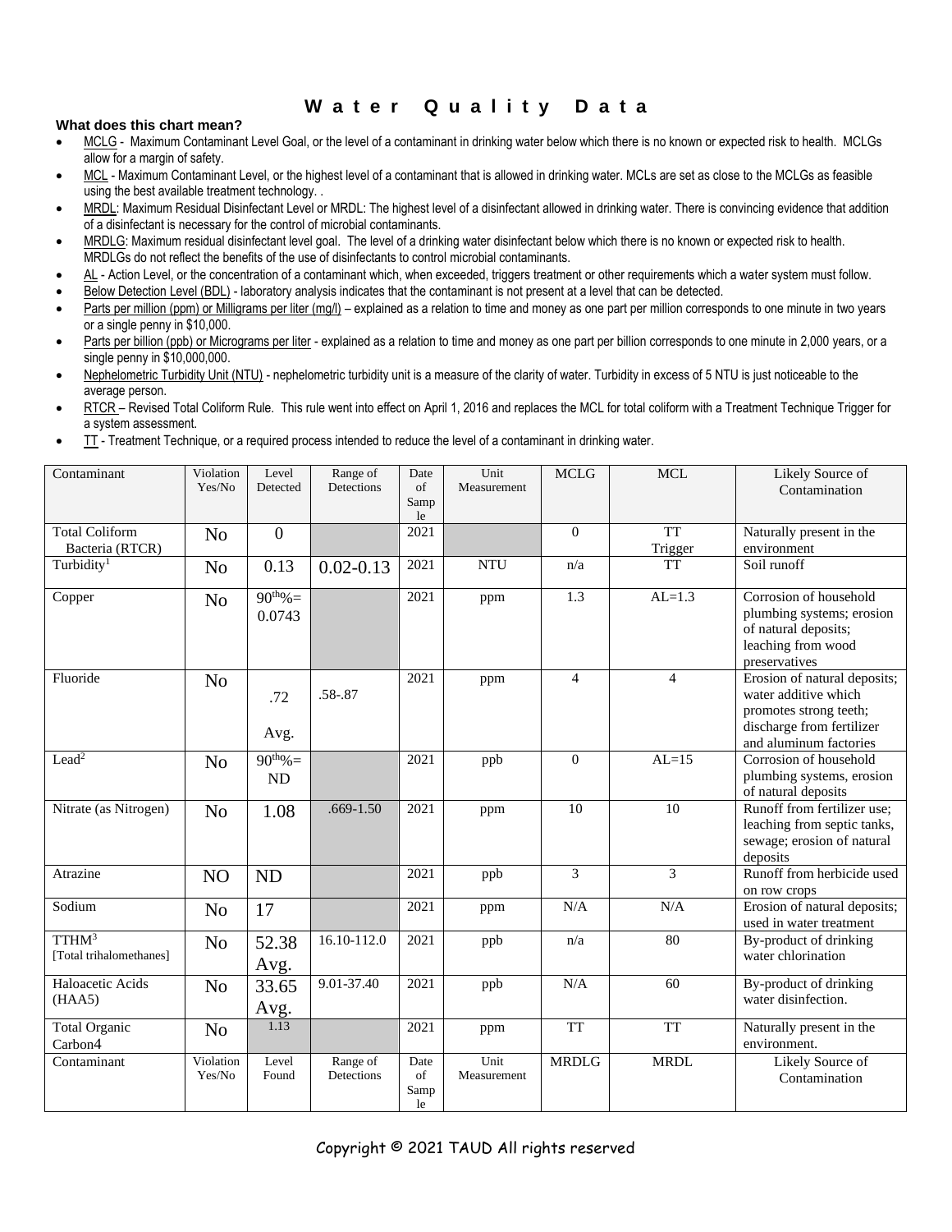# Water Quality Data

**What does this chart mean?**

- MCLG - Maximum Contaminant Level Goal, or the level of a contaminant in drinking water below which there is no known or expected risk to health. MCLGs allow for a margin of safety.
- MCL - Maximum Contaminant Level, or the highest level of a contaminant that is allowed in drinking water. MCLs are set as close to the MCLGs as feasible using the best available treatment technology. .
- MRDL: Maximum Residual Disinfectant Level or MRDL: The highest level of a disinfectant allowed in drinking water. There is convincing evidence that addition of a disinfectant is necessary for the control of microbial contaminants.
- MRDLG: Maximum residual disinfectant level goal. The level of a drinking water disinfectant below which there is no known or expected risk to health. MRDLGs do not reflect the benefits of the use of disinfectants to control microbial contaminants.
- AL - Action Level, or the concentration of a contaminant which, when exceeded, triggers treatment or other requirements which a water system must follow.
- Below Detection Level (BDL) - laboratory analysis indicates that the contaminant is not present at a level that can be detected.
- Parts per million (ppm) or Milligrams per liter (mg/l) – explained as a relation to time and money as one part per million corresponds to one minute in two years or a single penny in $10,000.
- Parts per billion (ppb) or Micrograms per liter - explained as a relation to time and money as one part per billion corresponds to one minute in 2,000 years, or a single penny in $10,000,000.
- Nephelometric Turbidity Unit (NTU) - nephelometric turbidity unit is a measure of the clarity of water. Turbidity in excess of 5 NTU is just noticeable to the average person.
- RTCR – Revised Total Coliform Rule. This rule went into effect on April 1, 2016 and replaces the MCL for total coliform with a Treatment Technique Trigger for a system assessment.
- TT - Treatment Technique, or a required process intended to reduce the level of a contaminant in drinking water.

| Contaminant | Violation Yes/No | Level Detected | Range of Detections | Date of Sample | Unit Measurement | MCLG | MCL | Likely Source of Contamination |
|---|---|---|---|---|---|---|---|---|
| Total Coliform Bacteria (RTCR) | No | 0 | | 2021 | | 0 | TT Trigger | Naturally present in the environment |
| Turbidity[1] | No | 0.13 | 0.02-0.13 | 2021 | NTU | n/a | TT | Soil runoff |
| Copper | No | 90th%= 0.0743 | | 2021 | ppm | 1.3 | AL=1.3 | Corrosion of household plumbing systems; erosion of natural deposits; leaching from wood preservatives |
| Fluoride | No | .72 Avg. | .58-.87 | 2021 | ppm | 4 | 4 | Erosion of natural deposits; water additive which promotes strong teeth; discharge from fertilizer and aluminum factories |
| Lead[2] | No | 90th%= ND | | 2021 | ppb | 0 | AL=15 | Corrosion of household plumbing systems, erosion of natural deposits |
| Nitrate (as Nitrogen) | No | 1.08 | .669-1.50 | 2021 | ppm | 10 | 10 | Runoff from fertilizer use; leaching from septic tanks, sewage; erosion of natural deposits |
| Atrazine | NO | ND | | 2021 | ppb | 3 | 3 | Runoff from herbicide used on row crops |
| Sodium | No | 17 | | 2021 | ppm | N/A | N/A | Erosion of natural deposits; used in water treatment |
| TTHM[3] [Total trihalomethanes] | No | 52.38 Avg. | 16.10-112.0 | 2021 | ppb | n/a | 80 | By-product of drinking water chlorination |
| Haloacetic Acids (HAA5) | No | 33.65 Avg. | 9.01-37.40 | 2021 | ppb | N/A | 60 | By-product of drinking water disinfection. |
| Total Organic Carbon4 | No | 1.13 | | 2021 | ppm | TT | TT | Naturally present in the environment. |
| Contaminant | Violation Yes/No | Level Found | Range of Detections | Date of Sample | Unit Measurement | MRDLG | MRDL | Likely Source of Contamination |

Copyright © 2021 TAUD All rights reserved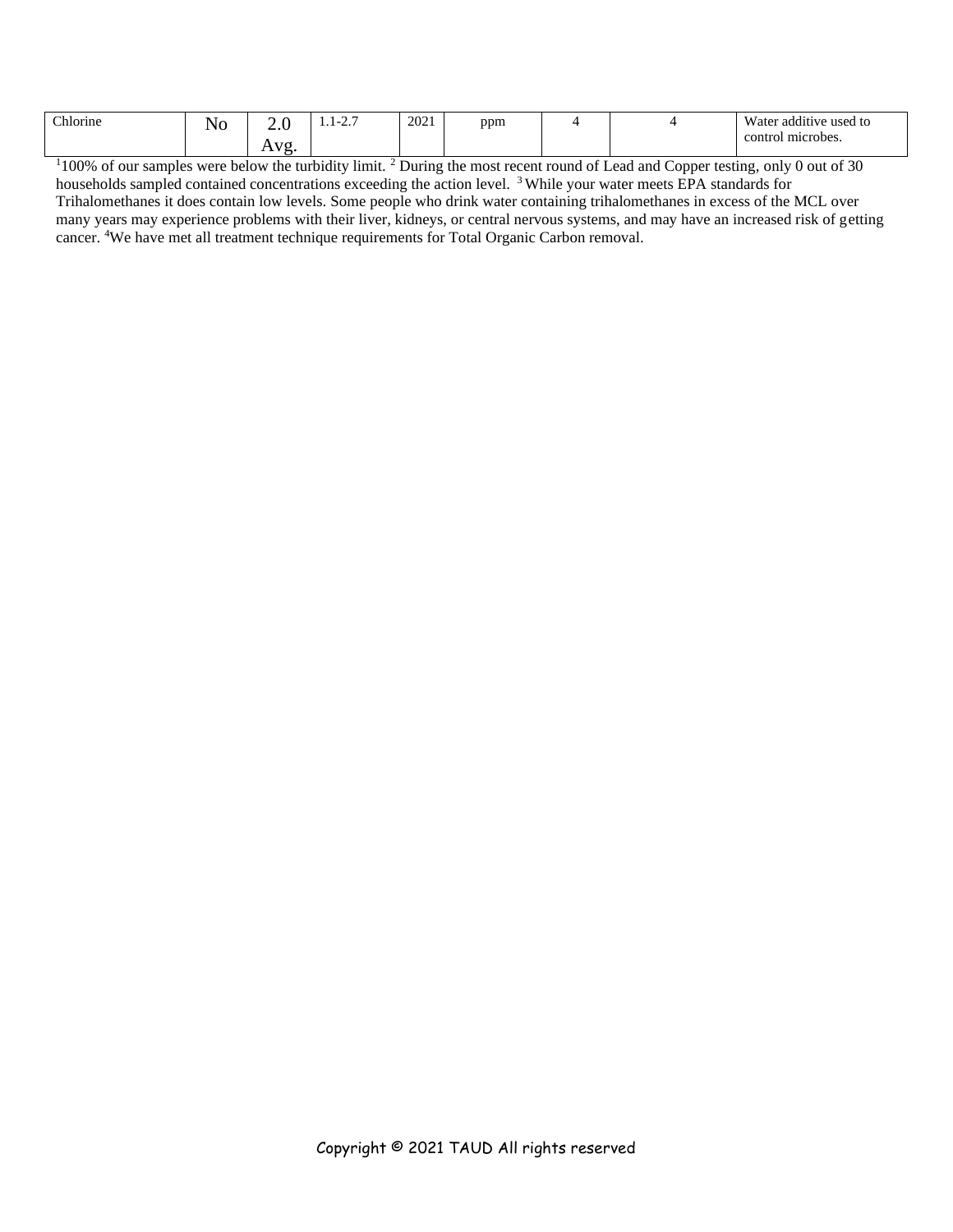| | | | | | | | | |
|---|---|---|---|---|---|---|---|---|
| Chlorine | No | 2.0 Avg. | 1.1-2.7 | 2021 | ppm | 4 | 4 | Water additive used to control microbes. |

[1]100% of our samples were below the turbidity limit. [2] During the most recent round of Lead and Copper testing, only 0 out of 30 households sampled contained concentrations exceeding the action level. [3] While your water meets EPA standards for Trihalomethanes it does contain low levels. Some people who drink water containing trihalomethanes in excess of the MCL over many years may experience problems with their liver, kidneys, or central nervous systems, and may have an increased risk of getting cancer. [4]We have met all treatment technique requirements for Total Organic Carbon removal.

Copyright © 2021 TAUD All rights reserved